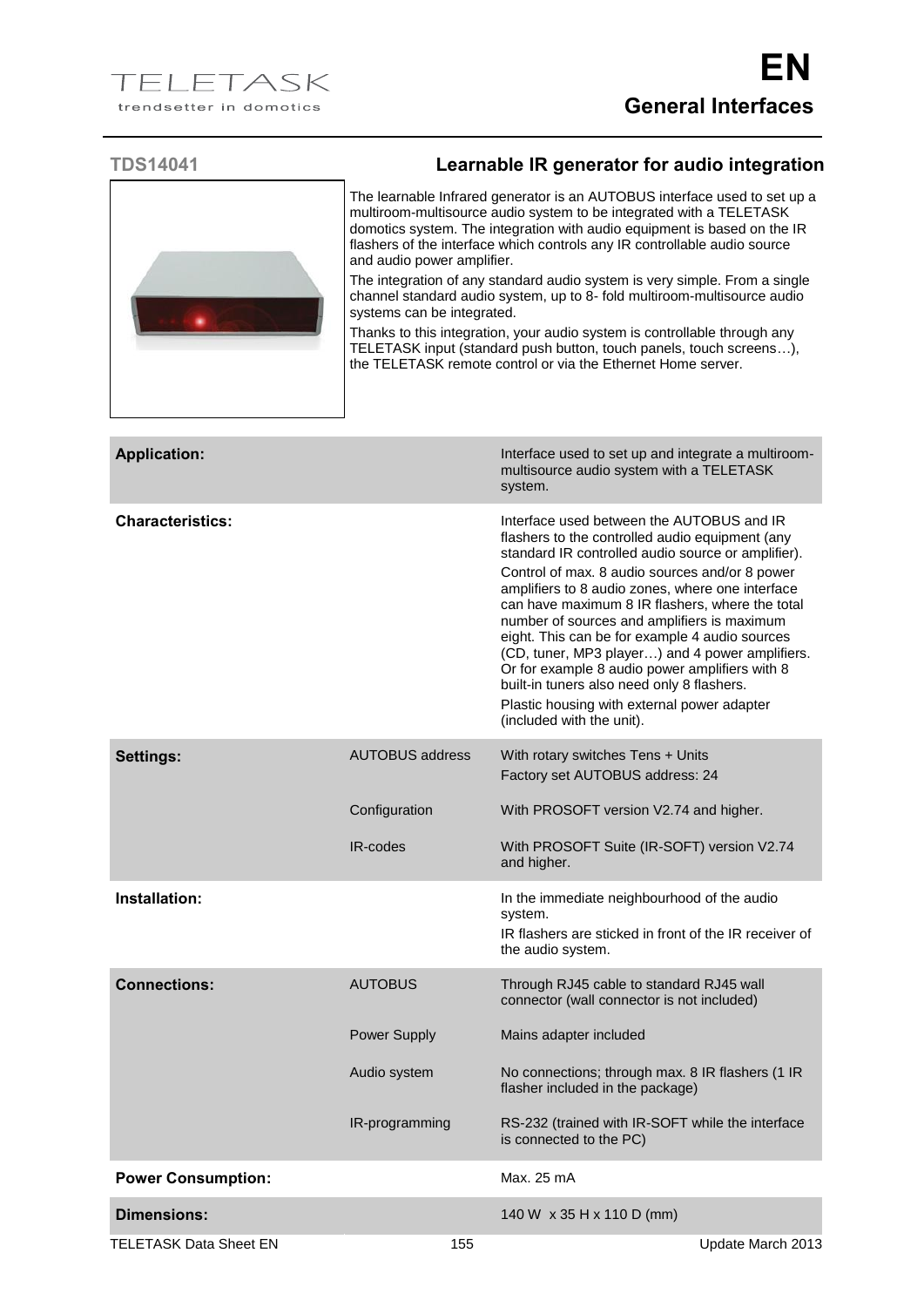# EN
## General Interfaces

### TDS14041 — Learnable IR generator for audio integration

The learnable Infrared generator is an AUTOBUS interface used to set up a multiroom-multisource audio system to be integrated with a TELETASK domotics system. The integration with audio equipment is based on the IR flashers of the interface which controls any IR controllable audio source and audio power amplifier.

The integration of any standard audio system is very simple. From a single channel standard audio system, up to 8- fold multiroom-multisource audio systems can be integrated.

Thanks to this integration, your audio system is controllable through any TELETASK input (standard push button, touch panels, touch screens…), the TELETASK remote control or via the Ethernet Home server.

| | | |
|---|---|---|
| **Application:** | | Interface used to set up and integrate a multiroom-multisource audio system with a TELETASK system. |
| **Characteristics:** | | Interface used between the AUTOBUS and IR flashers to the controlled audio equipment (any standard IR controlled audio source or amplifier).<br>Control of max. 8 audio sources and/or 8 power amplifiers to 8 audio zones, where one interface can have maximum 8 IR flashers, where the total number of sources and amplifiers is maximum eight. This can be for example 4 audio sources (CD, tuner, MP3 player…) and 4 power amplifiers. Or for example 8 audio power amplifiers with 8 built-in tuners also need only 8 flashers.<br>Plastic housing with external power adapter (included with the unit). |
| **Settings:** | AUTOBUS address | With rotary switches Tens + Units<br>Factory set AUTOBUS address: 24 |
| | Configuration | With PROSOFT version V2.74 and higher. |
| | IR-codes | With PROSOFT Suite (IR-SOFT) version V2.74 and higher. |
| **Installation:** | | In the immediate neighbourhood of the audio system.<br>IR flashers are sticked in front of the IR receiver of the audio system. |
| **Connections:** | AUTOBUS | Through RJ45 cable to standard RJ45 wall connector (wall connector is not included) |
| | Power Supply | Mains adapter included |
| | Audio system | No connections; through max. 8 IR flashers (1 IR flasher included in the package) |
| | IR-programming | RS-232 (trained with IR-SOFT while the interface is connected to the PC) |
| **Power Consumption:** | | Max. 25 mA |
| **Dimensions:** | | 140 W x 35 H x 110 D (mm) |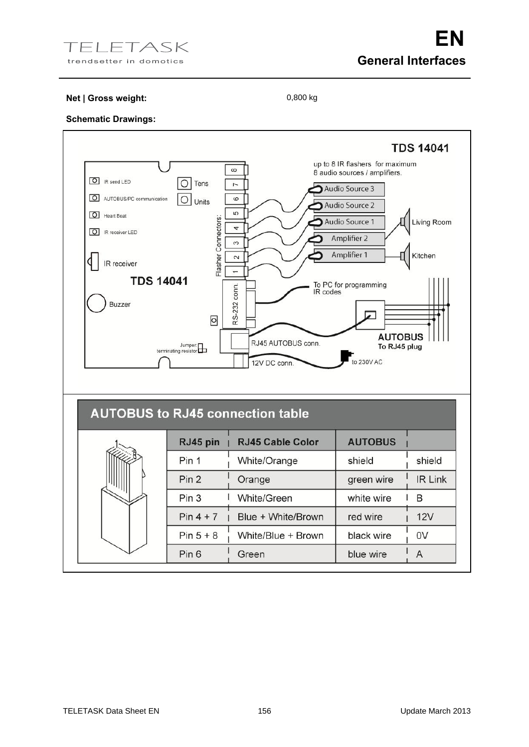**Net | Gross weight:** 0,800 kg

**Schematic Drawings:**

TDS 14041

IR send LED
AUTOBUS/PC communication
Heart Beat
IR receiver LED
Tens
Units
IR receiver
TDS 14041
Buzzer
Jumper: terminating resistor
Flasher Connectors:
8
7
6
5
4
3
2
1
RS-232 conn.
RJ45 AUTOBUS conn.
12V DC conn.
up to 8 IR flashers for maximum 8 audio sources / amplifiers.
Audio Source 3
Audio Source 2
Audio Source 1
Amplifier 2
Amplifier 1
Living Room
Kitchen
To PC for programming IR codes
AUTOBUS
To RJ45 plug
to 230V AC

## AUTOBUS to RJ45 connection table

| RJ45 pin | RJ45 Cable Color | AUTOBUS | |
|---|---|---|---|
| Pin 1 | White/Orange | shield | shield |
| Pin 2 | Orange | green wire | IR Link |
| Pin 3 | White/Green | white wire | B |
| Pin 4 + 7 | Blue + White/Brown | red wire | 12V |
| Pin 5 + 8 | White/Blue + Brown | black wire | 0V |
| Pin 6 | Green | blue wire | A |